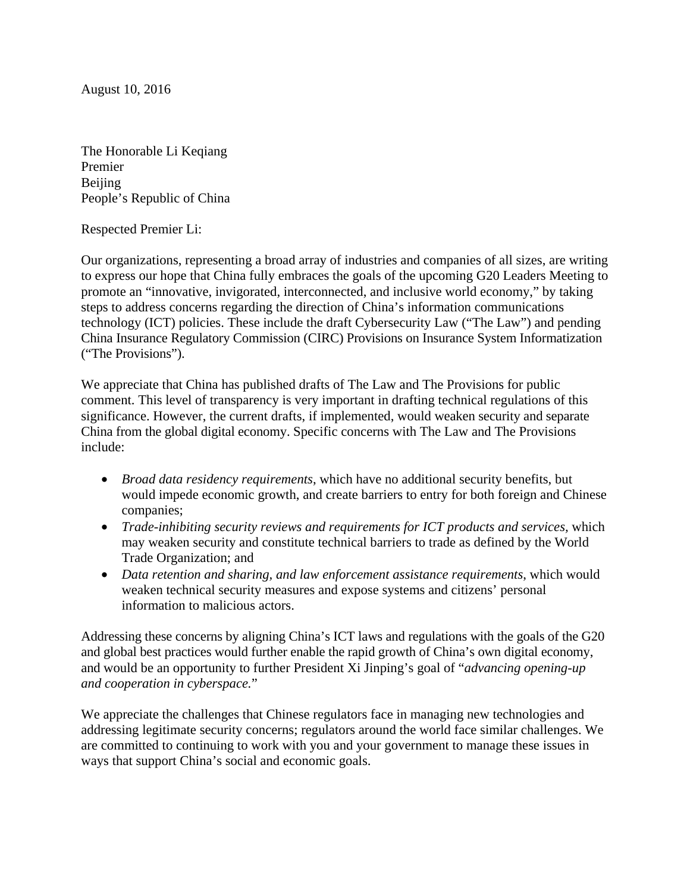August 10, 2016

The Honorable Li Keqiang
Premier
Beijing
People's Republic of China

Respected Premier Li:

Our organizations, representing a broad array of industries and companies of all sizes, are writing to express our hope that China fully embraces the goals of the upcoming G20 Leaders Meeting to promote an "innovative, invigorated, interconnected, and inclusive world economy," by taking steps to address concerns regarding the direction of China's information communications technology (ICT) policies. These include the draft Cybersecurity Law ("The Law") and pending China Insurance Regulatory Commission (CIRC) Provisions on Insurance System Informatization ("The Provisions").

We appreciate that China has published drafts of The Law and The Provisions for public comment. This level of transparency is very important in drafting technical regulations of this significance. However, the current drafts, if implemented, would weaken security and separate China from the global digital economy. Specific concerns with The Law and The Provisions include:

- *Broad data residency requirements*, which have no additional security benefits, but would impede economic growth, and create barriers to entry for both foreign and Chinese companies;
- *Trade-inhibiting security reviews and requirements for ICT products and services*, which may weaken security and constitute technical barriers to trade as defined by the World Trade Organization; and
- *Data retention and sharing, and law enforcement assistance requirements*, which would weaken technical security measures and expose systems and citizens' personal information to malicious actors.

Addressing these concerns by aligning China's ICT laws and regulations with the goals of the G20 and global best practices would further enable the rapid growth of China's own digital economy, and would be an opportunity to further President Xi Jinping's goal of "*advancing opening-up and cooperation in cyberspace.*"

We appreciate the challenges that Chinese regulators face in managing new technologies and addressing legitimate security concerns; regulators around the world face similar challenges. We are committed to continuing to work with you and your government to manage these issues in ways that support China's social and economic goals.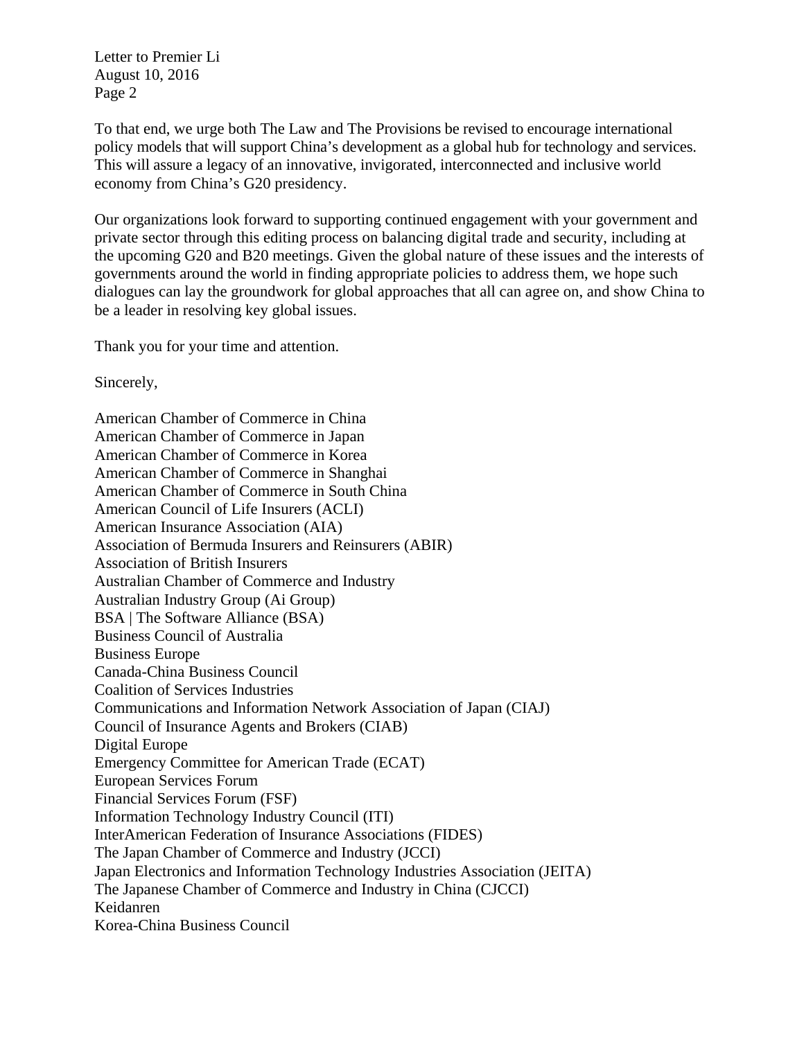To that end, we urge both The Law and The Provisions be revised to encourage international policy models that will support China's development as a global hub for technology and services. This will assure a legacy of an innovative, invigorated, interconnected and inclusive world economy from China's G20 presidency.

Our organizations look forward to supporting continued engagement with your government and private sector through this editing process on balancing digital trade and security, including at the upcoming G20 and B20 meetings. Given the global nature of these issues and the interests of governments around the world in finding appropriate policies to address them, we hope such dialogues can lay the groundwork for global approaches that all can agree on, and show China to be a leader in resolving key global issues.

Thank you for your time and attention.

Sincerely,

American Chamber of Commerce in China
American Chamber of Commerce in Japan
American Chamber of Commerce in Korea
American Chamber of Commerce in Shanghai
American Chamber of Commerce in South China
American Council of Life Insurers (ACLI)
American Insurance Association (AIA)
Association of Bermuda Insurers and Reinsurers (ABIR)
Association of British Insurers
Australian Chamber of Commerce and Industry
Australian Industry Group (Ai Group)
BSA | The Software Alliance (BSA)
Business Council of Australia
Business Europe
Canada-China Business Council
Coalition of Services Industries
Communications and Information Network Association of Japan (CIAJ)
Council of Insurance Agents and Brokers (CIAB)
Digital Europe
Emergency Committee for American Trade (ECAT)
European Services Forum
Financial Services Forum (FSF)
Information Technology Industry Council (ITI)
InterAmerican Federation of Insurance Associations (FIDES)
The Japan Chamber of Commerce and Industry (JCCI)
Japan Electronics and Information Technology Industries Association (JEITA)
The Japanese Chamber of Commerce and Industry in China (CJCCI)
Keidanren
Korea-China Business Council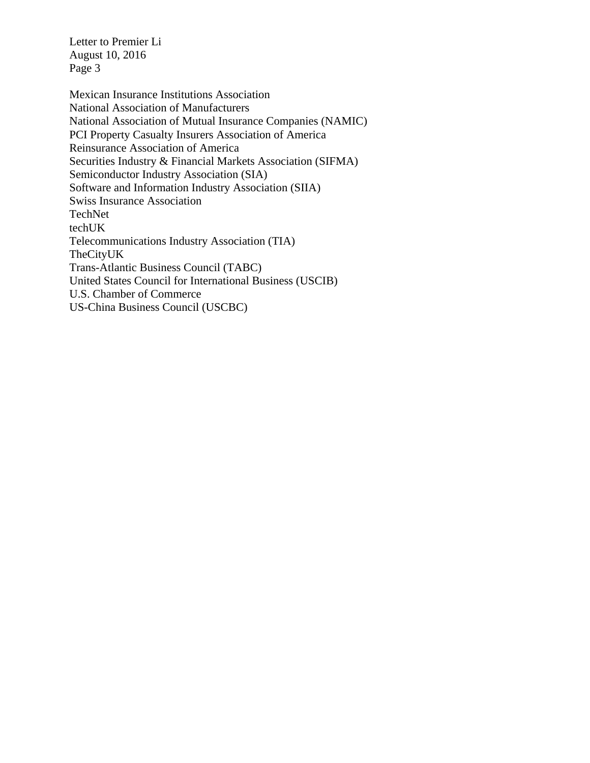Mexican Insurance Institutions Association
National Association of Manufacturers
National Association of Mutual Insurance Companies (NAMIC)
PCI Property Casualty Insurers Association of America
Reinsurance Association of America
Securities Industry & Financial Markets Association (SIFMA)
Semiconductor Industry Association (SIA)
Software and Information Industry Association (SIIA)
Swiss Insurance Association
TechNet
techUK
Telecommunications Industry Association (TIA)
TheCityUK
Trans-Atlantic Business Council (TABC)
United States Council for International Business (USCIB)
U.S. Chamber of Commerce
US-China Business Council (USCBC)